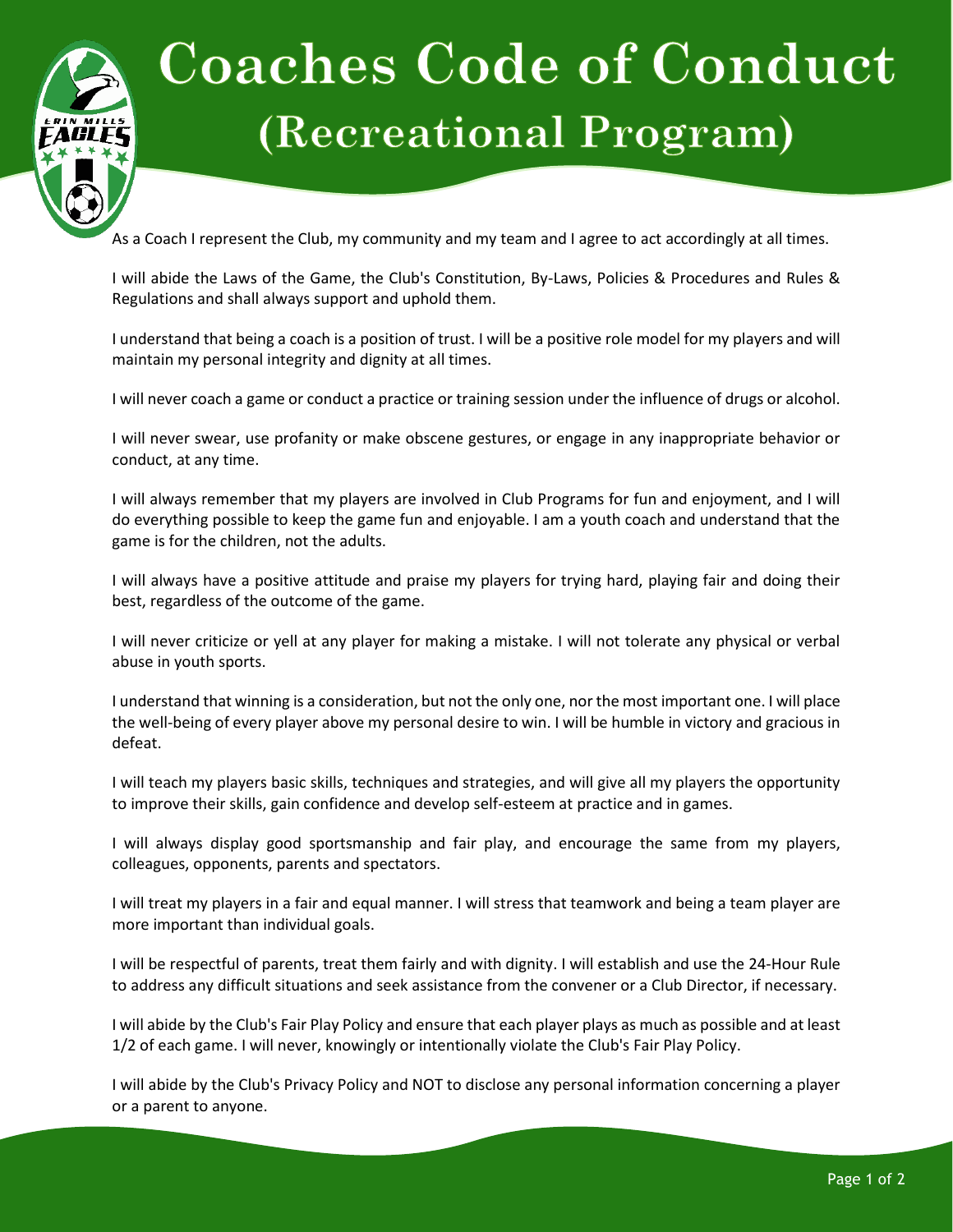# Coaches Code of Conduct (Recreational Program)

As a Coach I represent the Club, my community and my team and I agree to act accordingly at all times.

I will abide the Laws of the Game, the Club's Constitution, By-Laws, Policies & Procedures and Rules & Regulations and shall always support and uphold them.

I understand that being a coach is a position of trust. I will be a positive role model for my players and will maintain my personal integrity and dignity at all times.

I will never coach a game or conduct a practice or training session under the influence of drugs or alcohol.

I will never swear, use profanity or make obscene gestures, or engage in any inappropriate behavior or conduct, at any time.

I will always remember that my players are involved in Club Programs for fun and enjoyment, and I will do everything possible to keep the game fun and enjoyable. I am a youth coach and understand that the game is for the children, not the adults.

I will always have a positive attitude and praise my players for trying hard, playing fair and doing their best, regardless of the outcome of the game.

I will never criticize or yell at any player for making a mistake. I will not tolerate any physical or verbal abuse in youth sports.

I understand that winning is a consideration, but not the only one, nor the most important one. I will place the well-being of every player above my personal desire to win. I will be humble in victory and gracious in defeat.

I will teach my players basic skills, techniques and strategies, and will give all my players the opportunity to improve their skills, gain confidence and develop self-esteem at practice and in games.

I will always display good sportsmanship and fair play, and encourage the same from my players, colleagues, opponents, parents and spectators.

I will treat my players in a fair and equal manner. I will stress that teamwork and being a team player are more important than individual goals.

I will be respectful of parents, treat them fairly and with dignity. I will establish and use the 24-Hour Rule to address any difficult situations and seek assistance from the convener or a Club Director, if necessary.

I will abide by the Club's Fair Play Policy and ensure that each player plays as much as possible and at least 1/2 of each game. I will never, knowingly or intentionally violate the Club's Fair Play Policy.

I will abide by the Club's Privacy Policy and NOT to disclose any personal information concerning a player or a parent to anyone.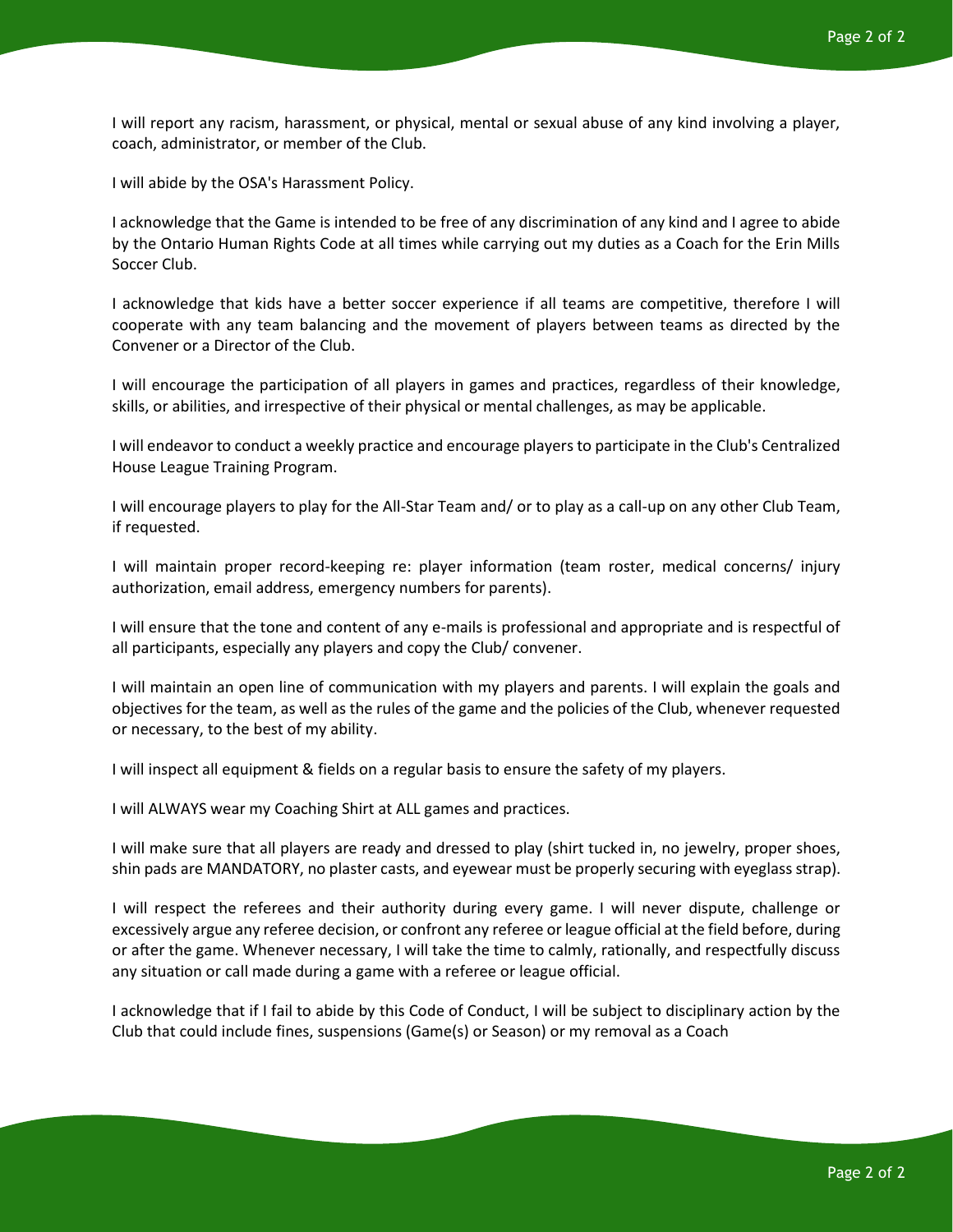I will report any racism, harassment, or physical, mental or sexual abuse of any kind involving a player, coach, administrator, or member of the Club.

I will abide by the OSA's Harassment Policy.

I acknowledge that the Game is intended to be free of any discrimination of any kind and I agree to abide by the Ontario Human Rights Code at all times while carrying out my duties as a Coach for the Erin Mills Soccer Club.

I acknowledge that kids have a better soccer experience if all teams are competitive, therefore I will cooperate with any team balancing and the movement of players between teams as directed by the Convener or a Director of the Club.

I will encourage the participation of all players in games and practices, regardless of their knowledge, skills, or abilities, and irrespective of their physical or mental challenges, as may be applicable.

I will endeavor to conduct a weekly practice and encourage players to participate in the Club's Centralized House League Training Program.

I will encourage players to play for the All-Star Team and/ or to play as a call-up on any other Club Team, if requested.

I will maintain proper record-keeping re: player information (team roster, medical concerns/ injury authorization, email address, emergency numbers for parents).

I will ensure that the tone and content of any e-mails is professional and appropriate and is respectful of all participants, especially any players and copy the Club/ convener.

I will maintain an open line of communication with my players and parents. I will explain the goals and objectives for the team, as well as the rules of the game and the policies of the Club, whenever requested or necessary, to the best of my ability.

I will inspect all equipment & fields on a regular basis to ensure the safety of my players.

I will ALWAYS wear my Coaching Shirt at ALL games and practices.

I will make sure that all players are ready and dressed to play (shirt tucked in, no jewelry, proper shoes, shin pads are MANDATORY, no plaster casts, and eyewear must be properly securing with eyeglass strap).

I will respect the referees and their authority during every game. I will never dispute, challenge or excessively argue any referee decision, or confront any referee or league official at the field before, during or after the game. Whenever necessary, I will take the time to calmly, rationally, and respectfully discuss any situation or call made during a game with a referee or league official.

I acknowledge that if I fail to abide by this Code of Conduct, I will be subject to disciplinary action by the Club that could include fines, suspensions (Game(s) or Season) or my removal as a Coach